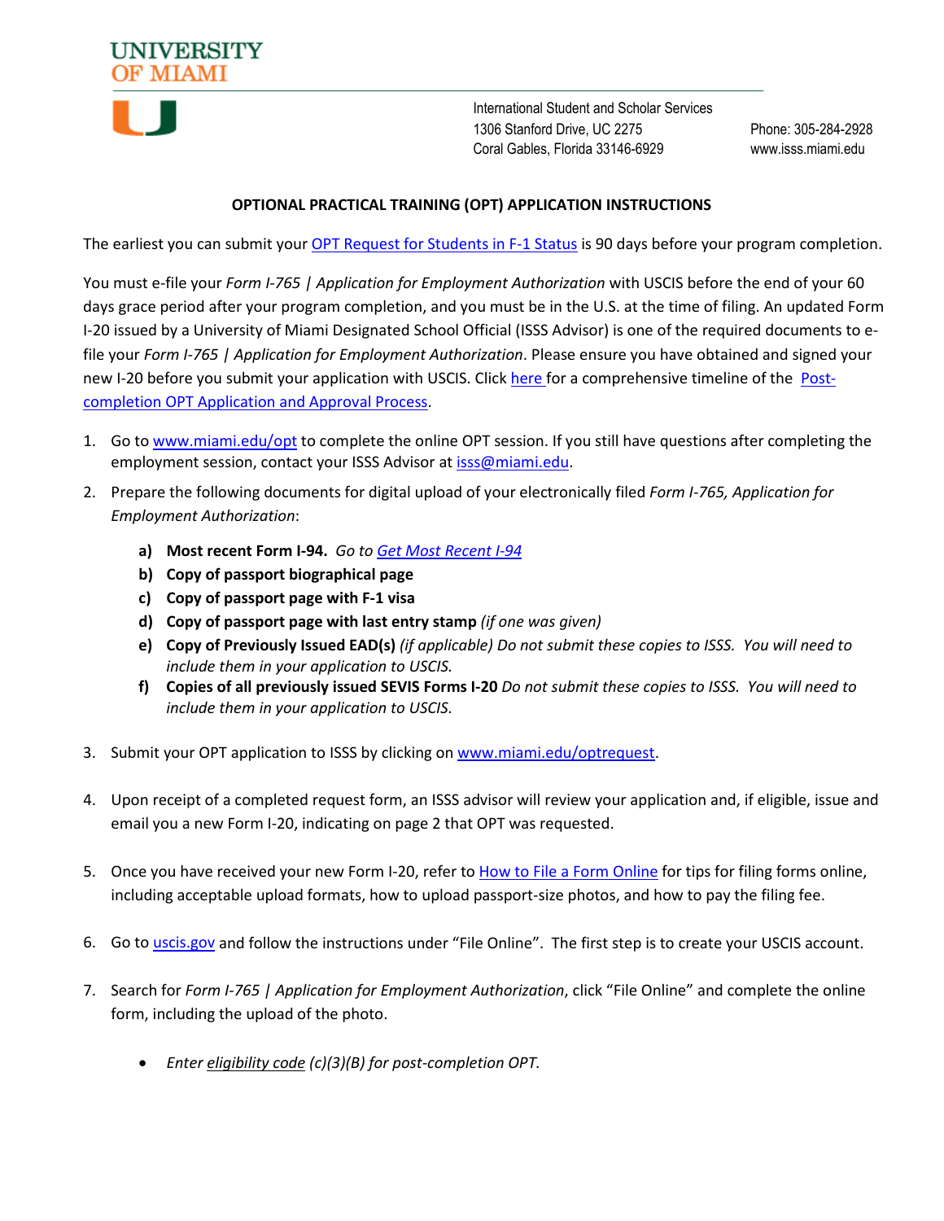UNIVERSITY OF MIAMI

International Student and Scholar Services
1306 Stanford Drive, UC 2275
Coral Gables, Florida 33146-6929

Phone: 305-284-2928
www.isss.miami.edu

## OPTIONAL PRACTICAL TRAINING (OPT) APPLICATION INSTRUCTIONS

The earliest you can submit your OPT Request for Students in F-1 Status is 90 days before your program completion.

You must e-file your *Form I-765 | Application for Employment Authorization* with USCIS before the end of your 60 days grace period after your program completion, and you must be in the U.S. at the time of filing. An updated Form I-20 issued by a University of Miami Designated School Official (ISSS Advisor) is one of the required documents to e-file your *Form I-765 | Application for Employment Authorization*. Please ensure you have obtained and signed your new I-20 before you submit your application with USCIS. Click here for a comprehensive timeline of the Post-completion OPT Application and Approval Process.

1. Go to www.miami.edu/opt to complete the online OPT session. If you still have questions after completing the employment session, contact your ISSS Advisor at isss@miami.edu.

2. Prepare the following documents for digital upload of your electronically filed *Form I-765, Application for Employment Authorization*:

   a) **Most recent Form I-94.** *Go to Get Most Recent I-94*
   b) **Copy of passport biographical page**
   c) **Copy of passport page with F-1 visa**
   d) **Copy of passport page with last entry stamp** *(if one was given)*
   e) **Copy of Previously Issued EAD(s)** *(if applicable) Do not submit these copies to ISSS. You will need to include them in your application to USCIS.*
   f) **Copies of all previously issued SEVIS Forms I-20** *Do not submit these copies to ISSS. You will need to include them in your application to USCIS.*

3. Submit your OPT application to ISSS by clicking on www.miami.edu/optrequest.

4. Upon receipt of a completed request form, an ISSS advisor will review your application and, if eligible, issue and email you a new Form I-20, indicating on page 2 that OPT was requested.

5. Once you have received your new Form I-20, refer to How to File a Form Online for tips for filing forms online, including acceptable upload formats, how to upload passport-size photos, and how to pay the filing fee.

6. Go to uscis.gov and follow the instructions under "File Online". The first step is to create your USCIS account.

7. Search for *Form I-765 | Application for Employment Authorization*, click "File Online" and complete the online form, including the upload of the photo.

   - *Enter eligibility code (c)(3)(B) for post-completion OPT.*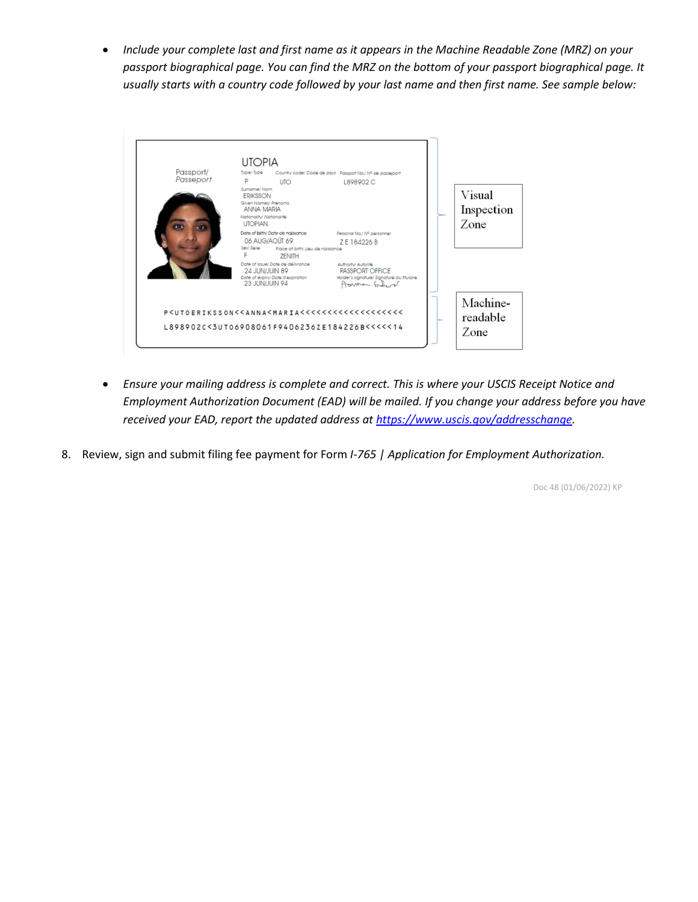- *Include your complete last and first name as it appears in the Machine Readable Zone (MRZ) on your passport biographical page. You can find the MRZ on the bottom of your passport biographical page. It usually starts with a country code followed by your last name and then first name. See sample below:*

UTOPIA

Passport/ Passeport

Type/ Type: P
Country code/ Code de pays: UTO
Passport No./ N° de passeport: L898902 C

Surname/ Nom: ERIKSSON

Given Names/ Prénoms: ANNA MARIA

Nationality/ Nationalité: UTOPIAN

Date of birth/ Date de naissance: 06 AUG/AOÛT 69
Personal No./ N° personnel: Z E 184226 B

Sex/ Sexe: F
Place of birth/ Lieu de naissance: ZENITH

Date of issue/ Date de délivrance: 24 JUN/JUIN 89
Authority/ Autorité: PASSPORT OFFICE

Date of expiry/ Date d'expiration: 23 JUN/JUIN 94
Holder's signature/ Signature du titulaire

Visual Inspection Zone

P<UTOERIKSSON<<ANNA<MARIA<<<<<<<<<<<<<<<<<<<

L898902C<3UTO6908061F9406236ZE184226B<<<<<14

Machine-readable Zone

- *Ensure your mailing address is complete and correct. This is where your USCIS Receipt Notice and Employment Authorization Document (EAD) will be mailed. If you change your address before you have received your EAD, report the updated address at [https://www.uscis.gov/addresschange](https://www.uscis.gov/addresschange).*

8. Review, sign and submit filing fee payment for Form *I-765 | Application for Employment Authorization.*

Doc 48 (01/06/2022) KP